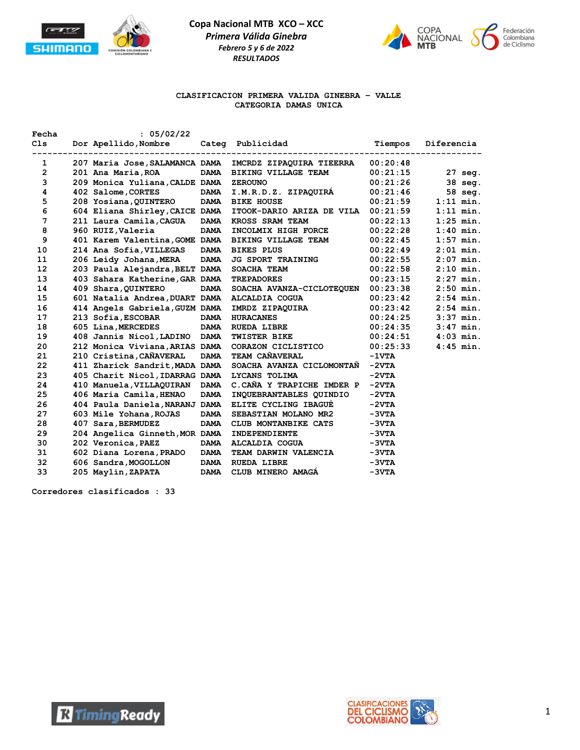# Copa Nacional MTB XCO – XCC

*Primera Válida Ginebra*

*Febrero 5 y 6 de 2022*

*RESULTADOS*

## CLASIFICACION PRIMERA VALIDA GINEBRA – VALLE
## CATEGORIA DAMAS UNICA

Fecha : 05/02/22

| Cls | Dor | Apellido,Nombre | Categ | Publicidad | Tiempos | Diferencia |
|---|---|---|---|---|---|---|
| 1 | 207 | Maria Jose,SALAMANCA | DAMA | IMCRDZ ZIPAQUIRA TIEERRA | 00:20:48 | |
| 2 | 201 | Ana Maria,ROA | DAMA | BIKING VILLAGE TEAM | 00:21:15 | 27 seg. |
| 3 | 209 | Monica Yuliana,CALDE | DAMA | ZEROUNO | 00:21:26 | 38 seg. |
| 4 | 402 | Salome,CORTES | DAMA | I.M.R.D.Z. ZIPAQUIRÁ | 00:21:46 | 58 seg. |
| 5 | 208 | Yosiana,QUINTERO | DAMA | BIKE HOUSE | 00:21:59 | 1:11 min. |
| 6 | 604 | Eliana Shirley,CAICE | DAMA | ITOOK-DARIO ARIZA DE VILA | 00:21:59 | 1:11 min. |
| 7 | 211 | Laura Camila,CAGUA | DAMA | KROSS SRAM TEAM | 00:22:13 | 1:25 min. |
| 8 | 960 | RUIZ,Valeria | DAMA | INCOLMIX HIGH FORCE | 00:22:28 | 1:40 min. |
| 9 | 401 | Karem Valentina,GOME | DAMA | BIKING VILLAGE TEAM | 00:22:45 | 1:57 min. |
| 10 | 214 | Ana Sofia,VILLEGAS | DAMA | BIKES PLUS | 00:22:49 | 2:01 min. |
| 11 | 206 | Leidy Johana,MERA | DAMA | JG SPORT TRAINING | 00:22:55 | 2:07 min. |
| 12 | 203 | Paula Alejandra,BELT | DAMA | SOACHA TEAM | 00:22:58 | 2:10 min. |
| 13 | 403 | Sahara Katherine,GAR | DAMA | TREPADORES | 00:23:15 | 2:27 min. |
| 14 | 409 | Shara,QUINTERO | DAMA | SOACHA AVANZA-CICLOTEQUEN | 00:23:38 | 2:50 min. |
| 15 | 601 | Natalia Andrea,DUART | DAMA | ALCALDIA COGUA | 00:23:42 | 2:54 min. |
| 16 | 414 | Angels Gabriela,GUZM | DAMA | IMRDZ ZIPAQUIRA | 00:23:42 | 2:54 min. |
| 17 | 213 | Sofia,ESCOBAR | DAMA | HURACANES | 00:24:25 | 3:37 min. |
| 18 | 605 | Lina,MERCEDES | DAMA | RUEDA LIBRE | 00:24:35 | 3:47 min. |
| 19 | 408 | Jannis Nicol,LADINO | DAMA | TWISTER BIKE | 00:24:51 | 4:03 min. |
| 20 | 212 | Monica Viviana,ARIAS | DAMA | CORAZON CICLISTICO | 00:25:33 | 4:45 min. |
| 21 | 210 | Cristina,CAÑAVERAL | DAMA | TEAM CAÑAVERAL | -1VTA | |
| 22 | 411 | Zharick Sandrit,MADA | DAMA | SOACHA AVANZA CICLOMONTAÑ | -2VTA | |
| 23 | 405 | Charit Nicol,IDARRAG | DAMA | LYCANS TOLIMA | -2VTA | |
| 24 | 410 | Manuela,VILLAQUIRAN | DAMA | C.CAÑA Y TRAPICHE IMDER P | -2VTA | |
| 25 | 406 | Maria Camila,HENAO | DAMA | INQUEBRANTABLES QUINDIO | -2VTA | |
| 26 | 404 | Paula Daniela,NARANJ | DAMA | ELITE CYCLING IBAGUÉ | -2VTA | |
| 27 | 603 | Mile Yohana,ROJAS | DAMA | SEBASTIAN MOLANO MR2 | -3VTA | |
| 28 | 407 | Sara,BERMUDEZ | DAMA | CLUB MONTANBIKE CATS | -3VTA | |
| 29 | 204 | Angelica Ginneth,MOR | DAMA | INDEPENDIENTE | -3VTA | |
| 30 | 202 | Veronica,PAEZ | DAMA | ALCALDIA COGUA | -3VTA | |
| 31 | 602 | Diana Lorena,PRADO | DAMA | TEAM DARWIN VALENCIA | -3VTA | |
| 32 | 606 | Sandra,MOGOLLON | DAMA | RUEDA LIBRE | -3VTA | |
| 33 | 205 | Maylin,ZAPATA | DAMA | CLUB MINERO AMAGÁ | -3VTA | |

Corredores clasificados : 33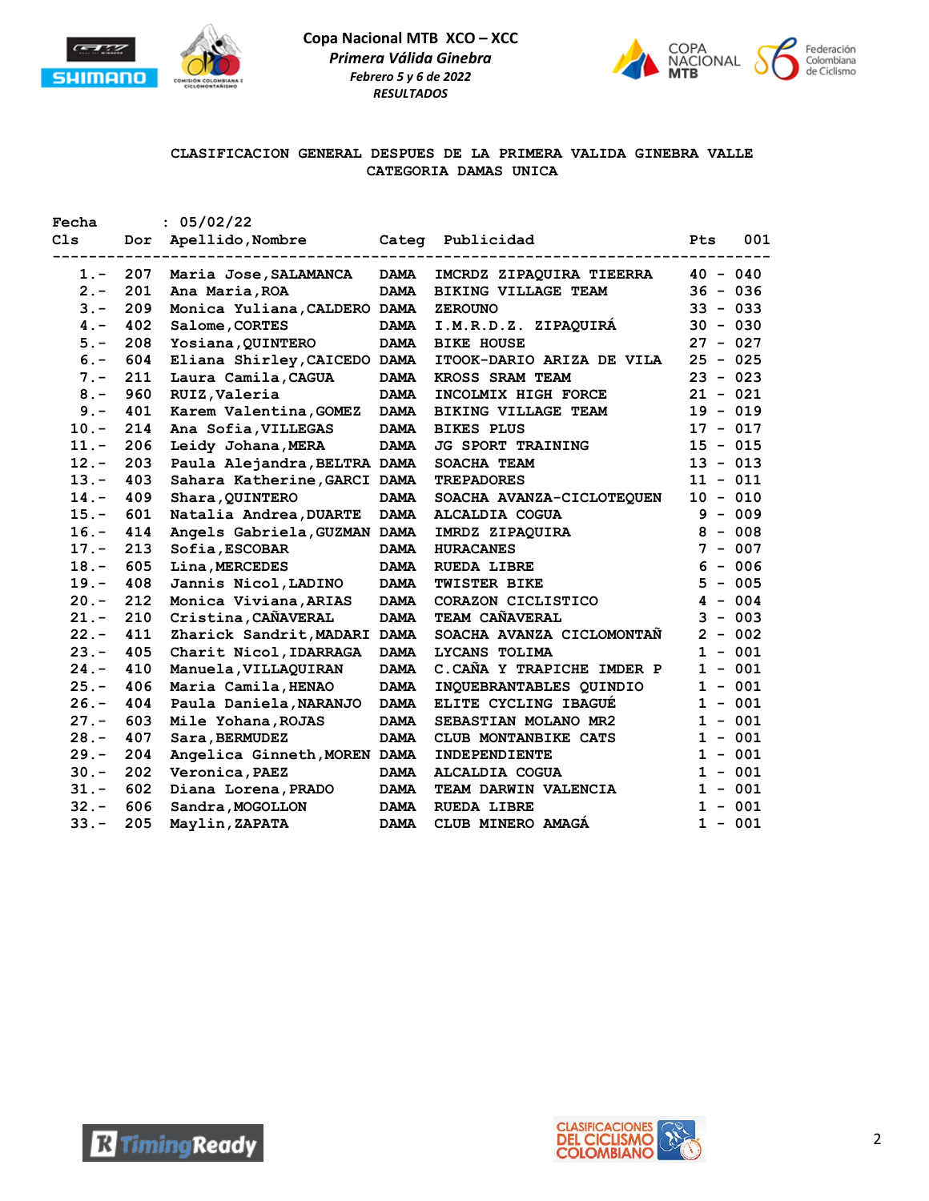**Copa Nacional MTB XCO – XCC**

*Primera Válida Ginebra*

*Febrero 5 y 6 de 2022*

*RESULTADOS*

## CLASIFICACION GENERAL DESPUES DE LA PRIMERA VALIDA GINEBRA VALLE
## CATEGORIA DAMAS UNICA

Fecha : 05/02/22

| Cls | Dor | Apellido,Nombre | Categ | Publicidad | Pts | 001 |
|---|---|---|---|---|---|---|
| 1.- | 207 | Maria Jose,SALAMANCA | DAMA | IMCRDZ ZIPAQUIRA TIEERRA | 40 | 040 |
| 2.- | 201 | Ana Maria,ROA | DAMA | BIKING VILLAGE TEAM | 36 | 036 |
| 3.- | 209 | Monica Yuliana,CALDERO | DAMA | ZEROUNO | 33 | 033 |
| 4.- | 402 | Salome,CORTES | DAMA | I.M.R.D.Z. ZIPAQUIRÁ | 30 | 030 |
| 5.- | 208 | Yosiana,QUINTERO | DAMA | BIKE HOUSE | 27 | 027 |
| 6.- | 604 | Eliana Shirley,CAICEDO | DAMA | ITOOK-DARIO ARIZA DE VILA | 25 | 025 |
| 7.- | 211 | Laura Camila,CAGUA | DAMA | KROSS SRAM TEAM | 23 | 023 |
| 8.- | 960 | RUIZ,Valeria | DAMA | INCOLMIX HIGH FORCE | 21 | 021 |
| 9.- | 401 | Karem Valentina,GOMEZ | DAMA | BIKING VILLAGE TEAM | 19 | 019 |
| 10.- | 214 | Ana Sofia,VILLEGAS | DAMA | BIKES PLUS | 17 | 017 |
| 11.- | 206 | Leidy Johana,MERA | DAMA | JG SPORT TRAINING | 15 | 015 |
| 12.- | 203 | Paula Alejandra,BELTRA | DAMA | SOACHA TEAM | 13 | 013 |
| 13.- | 403 | Sahara Katherine,GARCI | DAMA | TREPADORES | 11 | 011 |
| 14.- | 409 | Shara,QUINTERO | DAMA | SOACHA AVANZA-CICLOTEQUEN | 10 | 010 |
| 15.- | 601 | Natalia Andrea,DUARTE | DAMA | ALCALDIA COGUA | 9 | 009 |
| 16.- | 414 | Angels Gabriela,GUZMAN | DAMA | IMRDZ ZIPAQUIRA | 8 | 008 |
| 17.- | 213 | Sofia,ESCOBAR | DAMA | HURACANES | 7 | 007 |
| 18.- | 605 | Lina,MERCEDES | DAMA | RUEDA LIBRE | 6 | 006 |
| 19.- | 408 | Jannis Nicol,LADINO | DAMA | TWISTER BIKE | 5 | 005 |
| 20.- | 212 | Monica Viviana,ARIAS | DAMA | CORAZON CICLISTICO | 4 | 004 |
| 21.- | 210 | Cristina,CAÑAVERAL | DAMA | TEAM CAÑAVERAL | 3 | 003 |
| 22.- | 411 | Zharick Sandrit,MADARI | DAMA | SOACHA AVANZA CICLOMONTAÑ | 2 | 002 |
| 23.- | 405 | Charit Nicol,IDARRAGA | DAMA | LYCANS TOLIMA | 1 | 001 |
| 24.- | 410 | Manuela,VILLAQUIRAN | DAMA | C.CAÑA Y TRAPICHE IMDER P | 1 | 001 |
| 25.- | 406 | Maria Camila,HENAO | DAMA | INQUEBRANTABLES QUINDIO | 1 | 001 |
| 26.- | 404 | Paula Daniela,NARANJO | DAMA | ELITE CYCLING IBAGUÉ | 1 | 001 |
| 27.- | 603 | Mile Yohana,ROJAS | DAMA | SEBASTIAN MOLANO MR2 | 1 | 001 |
| 28.- | 407 | Sara,BERMUDEZ | DAMA | CLUB MONTANBIKE CATS | 1 | 001 |
| 29.- | 204 | Angelica Ginneth,MOREN | DAMA | INDEPENDIENTE | 1 | 001 |
| 30.- | 202 | Veronica,PAEZ | DAMA | ALCALDIA COGUA | 1 | 001 |
| 31.- | 602 | Diana Lorena,PRADO | DAMA | TEAM DARWIN VALENCIA | 1 | 001 |
| 32.- | 606 | Sandra,MOGOLLON | DAMA | RUEDA LIBRE | 1 | 001 |
| 33.- | 205 | Maylin,ZAPATA | DAMA | CLUB MINERO AMAGÁ | 1 | 001 |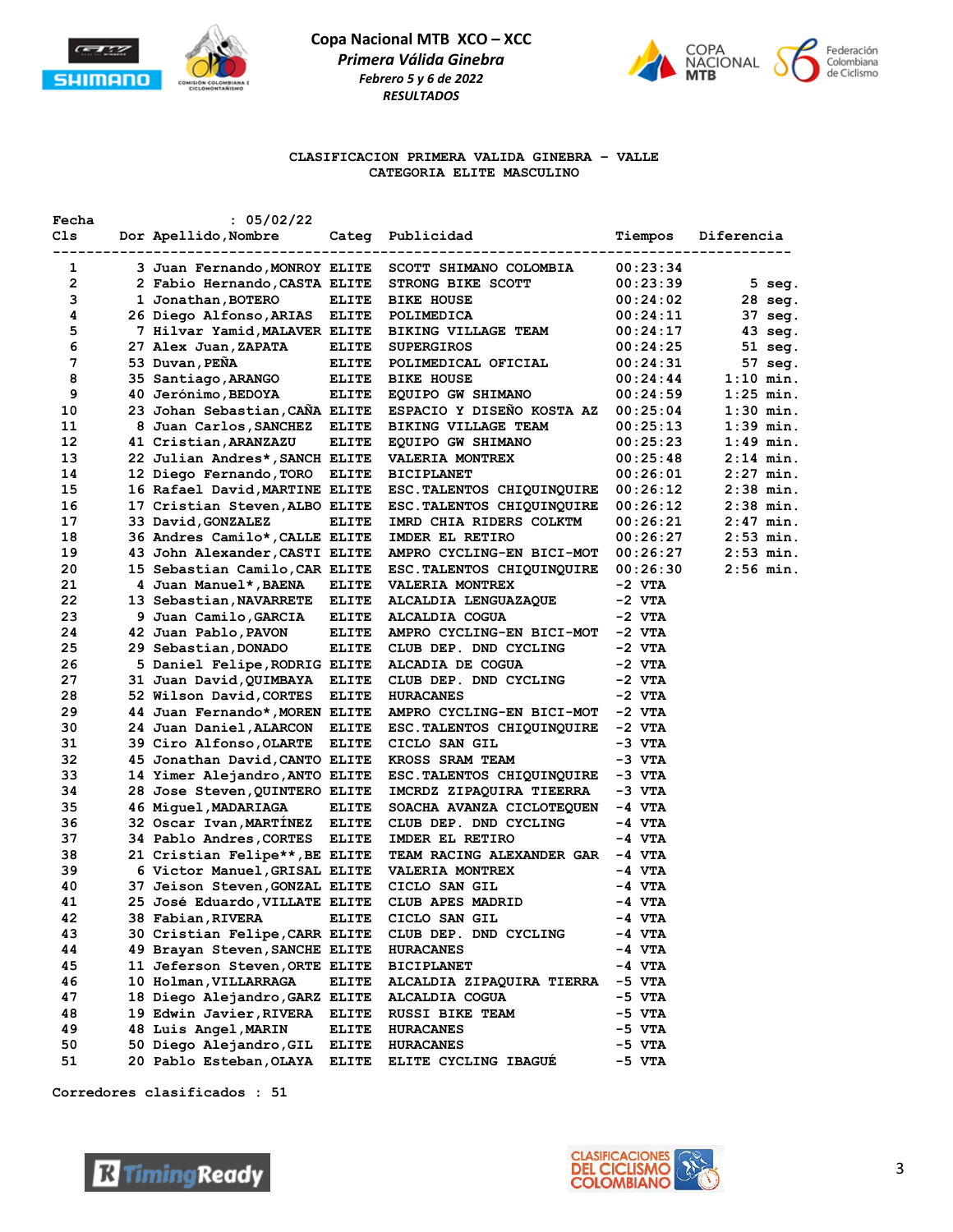**Copa Nacional MTB XCO – XCC**

***Primera Válida Ginebra***

***Febrero 5 y 6 de 2022***

***RESULTADOS***

## CLASIFICACION PRIMERA VALIDA GINEBRA – VALLE
## CATEGORIA ELITE MASCULINO

Fecha : 05/02/22

| Cls | Dor | Apellido,Nombre | Categ | Publicidad | Tiempos | Diferencia |
|---|---|---|---|---|---|---|
| 1 | 3 | Juan Fernando,MONROY | ELITE | SCOTT SHIMANO COLOMBIA | 00:23:34 | |
| 2 | 2 | Fabio Hernando,CASTA | ELITE | STRONG BIKE SCOTT | 00:23:39 | 5 seg. |
| 3 | 1 | Jonathan,BOTERO | ELITE | BIKE HOUSE | 00:24:02 | 28 seg. |
| 4 | 26 | Diego Alfonso,ARIAS | ELITE | POLIMEDICA | 00:24:11 | 37 seg. |
| 5 | 7 | Hilvar Yamid,MALAVER | ELITE | BIKING VILLAGE TEAM | 00:24:17 | 43 seg. |
| 6 | 27 | Alex Juan,ZAPATA | ELITE | SUPERGIROS | 00:24:25 | 51 seg. |
| 7 | 53 | Duvan,PEÑA | ELITE | POLIMEDICAL OFICIAL | 00:24:31 | 57 seg. |
| 8 | 35 | Santiago,ARANGO | ELITE | BIKE HOUSE | 00:24:44 | 1:10 min. |
| 9 | 40 | Jerónimo,BEDOYA | ELITE | EQUIPO GW SHIMANO | 00:24:59 | 1:25 min. |
| 10 | 23 | Johan Sebastian,CAÑA | ELITE | ESPACIO Y DISEÑO KOSTA AZ | 00:25:04 | 1:30 min. |
| 11 | 8 | Juan Carlos,SANCHEZ | ELITE | BIKING VILLAGE TEAM | 00:25:13 | 1:39 min. |
| 12 | 41 | Cristian,ARANZAZU | ELITE | EQUIPO GW SHIMANO | 00:25:23 | 1:49 min. |
| 13 | 22 | Julian Andres*,SANCH | ELITE | VALERIA MONTREX | 00:25:48 | 2:14 min. |
| 14 | 12 | Diego Fernando,TORO | ELITE | BICIPLANET | 00:26:01 | 2:27 min. |
| 15 | 16 | Rafael David,MARTINE | ELITE | ESC.TALENTOS CHIQUINQUIRE | 00:26:12 | 2:38 min. |
| 16 | 17 | Cristian Steven,ALBO | ELITE | ESC.TALENTOS CHIQUINQUIRE | 00:26:12 | 2:38 min. |
| 17 | 33 | David,GONZALEZ | ELITE | IMRD CHIA RIDERS COLKTM | 00:26:21 | 2:47 min. |
| 18 | 36 | Andres Camilo*,CALLE | ELITE | IMDER EL RETIRO | 00:26:27 | 2:53 min. |
| 19 | 43 | John Alexander,CASTI | ELITE | AMPRO CYCLING-EN BICI-MOT | 00:26:27 | 2:53 min. |
| 20 | 15 | Sebastian Camilo,CAR | ELITE | ESC.TALENTOS CHIQUINQUIRE | 00:26:30 | 2:56 min. |
| 21 | 4 | Juan Manuel*,BAENA | ELITE | VALERIA MONTREX | -2 VTA | |
| 22 | 13 | Sebastian,NAVARRETE | ELITE | ALCALDIA LENGUAZAQUE | -2 VTA | |
| 23 | 9 | Juan Camilo,GARCIA | ELITE | ALCALDIA COGUA | -2 VTA | |
| 24 | 42 | Juan Pablo,PAVON | ELITE | AMPRO CYCLING-EN BICI-MOT | -2 VTA | |
| 25 | 29 | Sebastian,DONADO | ELITE | CLUB DEP. DND CYCLING | -2 VTA | |
| 26 | 5 | Daniel Felipe,RODRIG | ELITE | ALCADIA DE COGUA | -2 VTA | |
| 27 | 31 | Juan David,QUIMBAYA | ELITE | CLUB DEP. DND CYCLING | -2 VTA | |
| 28 | 52 | Wilson David,CORTES | ELITE | HURACANES | -2 VTA | |
| 29 | 44 | Juan Fernando*,MOREN | ELITE | AMPRO CYCLING-EN BICI-MOT | -2 VTA | |
| 30 | 24 | Juan Daniel,ALARCON | ELITE | ESC.TALENTOS CHIQUINQUIRE | -2 VTA | |
| 31 | 39 | Ciro Alfonso,OLARTE | ELITE | CICLO SAN GIL | -3 VTA | |
| 32 | 45 | Jonathan David,CANTO | ELITE | KROSS SRAM TEAM | -3 VTA | |
| 33 | 14 | Yimer Alejandro,ANTO | ELITE | ESC.TALENTOS CHIQUINQUIRE | -3 VTA | |
| 34 | 28 | Jose Steven,QUINTERO | ELITE | IMCRDZ ZIPAQUIRA TIEERRA | -3 VTA | |
| 35 | 46 | Miguel,MADARIAGA | ELITE | SOACHA AVANZA CICLOTEQUEN | -4 VTA | |
| 36 | 32 | Oscar Ivan,MARTÍNEZ | ELITE | CLUB DEP. DND CYCLING | -4 VTA | |
| 37 | 34 | Pablo Andres,CORTES | ELITE | IMDER EL RETIRO | -4 VTA | |
| 38 | 21 | Cristian Felipe**,BE | ELITE | TEAM RACING ALEXANDER GAR | -4 VTA | |
| 39 | 6 | Victor Manuel,GRISAL | ELITE | VALERIA MONTREX | -4 VTA | |
| 40 | 37 | Jeison Steven,GONZAL | ELITE | CICLO SAN GIL | -4 VTA | |
| 41 | 25 | José Eduardo,VILLATE | ELITE | CLUB APES MADRID | -4 VTA | |
| 42 | 38 | Fabian,RIVERA | ELITE | CICLO SAN GIL | -4 VTA | |
| 43 | 30 | Cristian Felipe,CARR | ELITE | CLUB DEP. DND CYCLING | -4 VTA | |
| 44 | 49 | Brayan Steven,SANCHE | ELITE | HURACANES | -4 VTA | |
| 45 | 11 | Jeferson Steven,ORTE | ELITE | BICIPLANET | -4 VTA | |
| 46 | 10 | Holman,VILLARRAGA | ELITE | ALCALDIA ZIPAQUIRA TIERRA | -5 VTA | |
| 47 | 18 | Diego Alejandro,GARZ | ELITE | ALCALDIA COGUA | -5 VTA | |
| 48 | 19 | Edwin Javier,RIVERA | ELITE | RUSSI BIKE TEAM | -5 VTA | |
| 49 | 48 | Luis Angel,MARIN | ELITE | HURACANES | -5 VTA | |
| 50 | 50 | Diego Alejandro,GIL | ELITE | HURACANES | -5 VTA | |
| 51 | 20 | Pablo Esteban,OLAYA | ELITE | ELITE CYCLING IBAGUÉ | -5 VTA | |

Corredores clasificados : 51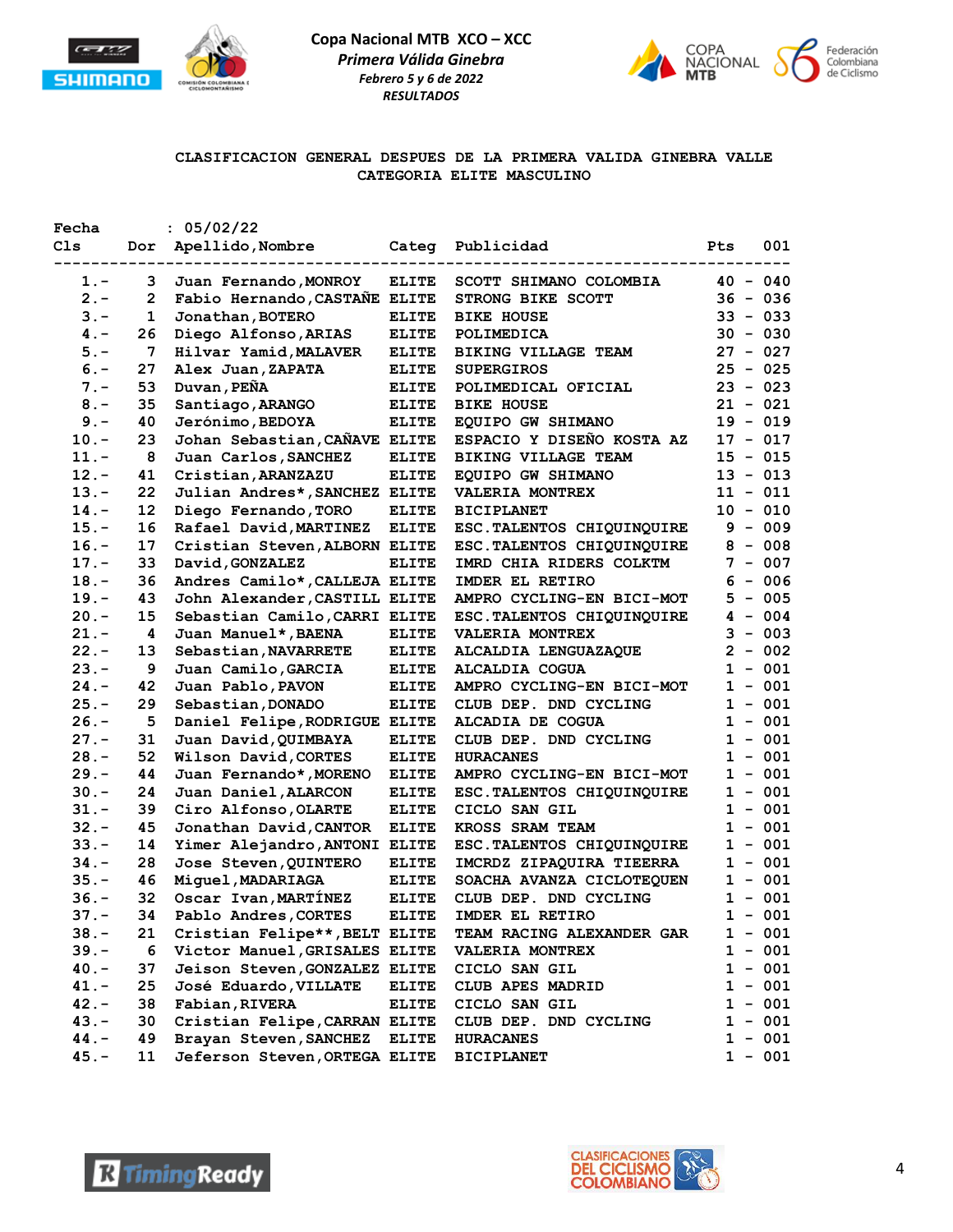**Copa Nacional MTB XCO – XCC**

*Primera Válida Ginebra*

*Febrero 5 y 6 de 2022*

*RESULTADOS*

## CLASIFICACION GENERAL DESPUES DE LA PRIMERA VALIDA GINEBRA VALLE
## CATEGORIA ELITE MASCULINO

Fecha : 05/02/22

| Cls | Dor | Apellido,Nombre | Categ | Publicidad | Pts | 001 |
|---|---|---|---|---|---|---|
| 1.- | 3 | Juan Fernando,MONROY | ELITE | SCOTT SHIMANO COLOMBIA | 40 | 040 |
| 2.- | 2 | Fabio Hernando,CASTAÑE | ELITE | STRONG BIKE SCOTT | 36 | 036 |
| 3.- | 1 | Jonathan,BOTERO | ELITE | BIKE HOUSE | 33 | 033 |
| 4.- | 26 | Diego Alfonso,ARIAS | ELITE | POLIMEDICA | 30 | 030 |
| 5.- | 7 | Hilvar Yamid,MALAVER | ELITE | BIKING VILLAGE TEAM | 27 | 027 |
| 6.- | 27 | Alex Juan,ZAPATA | ELITE | SUPERGIROS | 25 | 025 |
| 7.- | 53 | Duvan,PEÑA | ELITE | POLIMEDICAL OFICIAL | 23 | 023 |
| 8.- | 35 | Santiago,ARANGO | ELITE | BIKE HOUSE | 21 | 021 |
| 9.- | 40 | Jerónimo,BEDOYA | ELITE | EQUIPO GW SHIMANO | 19 | 019 |
| 10.- | 23 | Johan Sebastian,CAÑAVE | ELITE | ESPACIO Y DISEÑO KOSTA AZ | 17 | 017 |
| 11.- | 8 | Juan Carlos,SANCHEZ | ELITE | BIKING VILLAGE TEAM | 15 | 015 |
| 12.- | 41 | Cristian,ARANZAZU | ELITE | EQUIPO GW SHIMANO | 13 | 013 |
| 13.- | 22 | Julian Andres*,SANCHEZ | ELITE | VALERIA MONTREX | 11 | 011 |
| 14.- | 12 | Diego Fernando,TORO | ELITE | BICIPLANET | 10 | 010 |
| 15.- | 16 | Rafael David,MARTINEZ | ELITE | ESC.TALENTOS CHIQUINQUIRE | 9 | 009 |
| 16.- | 17 | Cristian Steven,ALBORN | ELITE | ESC.TALENTOS CHIQUINQUIRE | 8 | 008 |
| 17.- | 33 | David,GONZALEZ | ELITE | IMRD CHIA RIDERS COLKTM | 7 | 007 |
| 18.- | 36 | Andres Camilo*,CALLEJA | ELITE | IMDER EL RETIRO | 6 | 006 |
| 19.- | 43 | John Alexander,CASTILL | ELITE | AMPRO CYCLING-EN BICI-MOT | 5 | 005 |
| 20.- | 15 | Sebastian Camilo,CARRI | ELITE | ESC.TALENTOS CHIQUINQUIRE | 4 | 004 |
| 21.- | 4 | Juan Manuel*,BAENA | ELITE | VALERIA MONTREX | 3 | 003 |
| 22.- | 13 | Sebastian,NAVARRETE | ELITE | ALCALDIA LENGUAZAQUE | 2 | 002 |
| 23.- | 9 | Juan Camilo,GARCIA | ELITE | ALCALDIA COGUA | 1 | 001 |
| 24.- | 42 | Juan Pablo,PAVON | ELITE | AMPRO CYCLING-EN BICI-MOT | 1 | 001 |
| 25.- | 29 | Sebastian,DONADO | ELITE | CLUB DEP. DND CYCLING | 1 | 001 |
| 26.- | 5 | Daniel Felipe,RODRIGUE | ELITE | ALCADIA DE COGUA | 1 | 001 |
| 27.- | 31 | Juan David,QUIMBAYA | ELITE | CLUB DEP. DND CYCLING | 1 | 001 |
| 28.- | 52 | Wilson David,CORTES | ELITE | HURACANES | 1 | 001 |
| 29.- | 44 | Juan Fernando*,MORENO | ELITE | AMPRO CYCLING-EN BICI-MOT | 1 | 001 |
| 30.- | 24 | Juan Daniel,ALARCON | ELITE | ESC.TALENTOS CHIQUINQUIRE | 1 | 001 |
| 31.- | 39 | Ciro Alfonso,OLARTE | ELITE | CICLO SAN GIL | 1 | 001 |
| 32.- | 45 | Jonathan David,CANTOR | ELITE | KROSS SRAM TEAM | 1 | 001 |
| 33.- | 14 | Yimer Alejandro,ANTONI | ELITE | ESC.TALENTOS CHIQUINQUIRE | 1 | 001 |
| 34.- | 28 | Jose Steven,QUINTERO | ELITE | IMCRDZ ZIPAQUIRA TIEERRA | 1 | 001 |
| 35.- | 46 | Miguel,MADARIAGA | ELITE | SOACHA AVANZA CICLOTEQUEN | 1 | 001 |
| 36.- | 32 | Oscar Ivan,MARTÍNEZ | ELITE | CLUB DEP. DND CYCLING | 1 | 001 |
| 37.- | 34 | Pablo Andres,CORTES | ELITE | IMDER EL RETIRO | 1 | 001 |
| 38.- | 21 | Cristian Felipe**,BELT | ELITE | TEAM RACING ALEXANDER GAR | 1 | 001 |
| 39.- | 6 | Victor Manuel,GRISALES | ELITE | VALERIA MONTREX | 1 | 001 |
| 40.- | 37 | Jeison Steven,GONZALEZ | ELITE | CICLO SAN GIL | 1 | 001 |
| 41.- | 25 | José Eduardo,VILLATE | ELITE | CLUB APES MADRID | 1 | 001 |
| 42.- | 38 | Fabian,RIVERA | ELITE | CICLO SAN GIL | 1 | 001 |
| 43.- | 30 | Cristian Felipe,CARRAN | ELITE | CLUB DEP. DND CYCLING | 1 | 001 |
| 44.- | 49 | Brayan Steven,SANCHEZ | ELITE | HURACANES | 1 | 001 |
| 45.- | 11 | Jeferson Steven,ORTEGA | ELITE | BICIPLANET | 1 | 001 |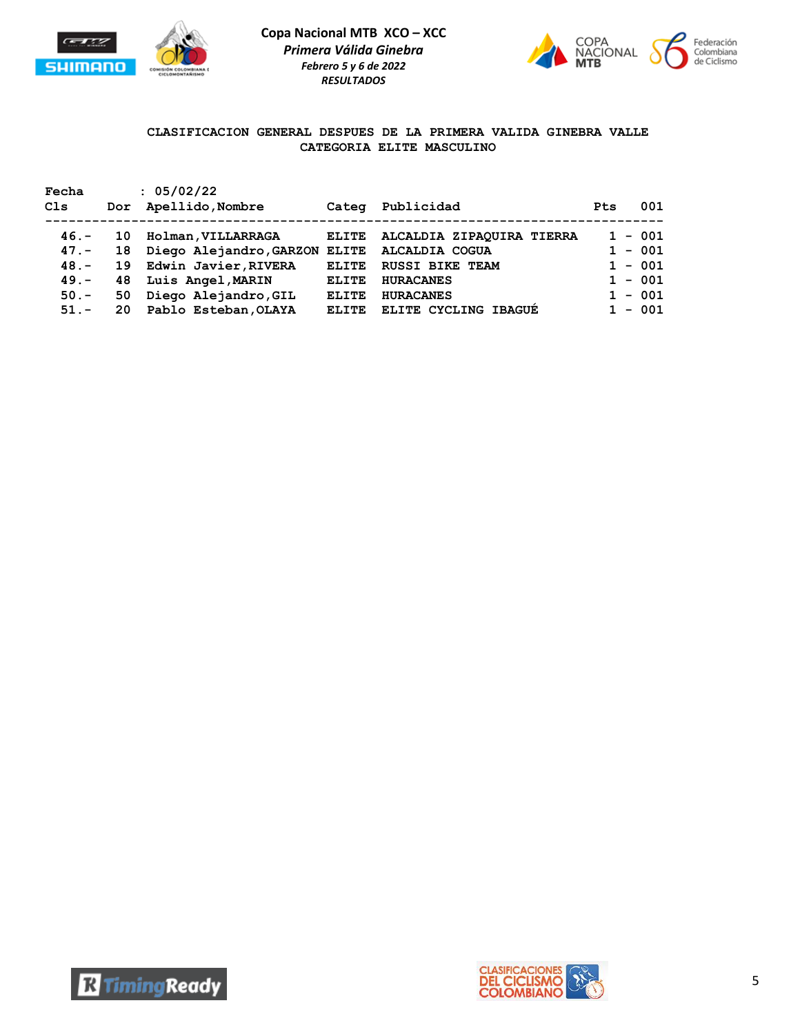**Copa Nacional MTB XCO – XCC**
*Primera Válida Ginebra*
*Febrero 5 y 6 de 2022*
*RESULTADOS*

**CLASIFICACION GENERAL DESPUES DE LA PRIMERA VALIDA GINEBRA VALLE**
**CATEGORIA ELITE MASCULINO**

**Fecha : 05/02/22**

| Cls | Dor | Apellido,Nombre | Categ | Publicidad | Pts | 001 |
|---|---|---|---|---|---|---|
| 46.- | 10 | Holman,VILLARRAGA | ELITE | ALCALDIA ZIPAQUIRA TIERRA | 1 | - 001 |
| 47.- | 18 | Diego Alejandro,GARZON | ELITE | ALCALDIA COGUA | 1 | - 001 |
| 48.- | 19 | Edwin Javier,RIVERA | ELITE | RUSSI BIKE TEAM | 1 | - 001 |
| 49.- | 48 | Luis Angel,MARIN | ELITE | HURACANES | 1 | - 001 |
| 50.- | 50 | Diego Alejandro,GIL | ELITE | HURACANES | 1 | - 001 |
| 51.- | 20 | Pablo Esteban,OLAYA | ELITE | ELITE CYCLING IBAGUÉ | 1 | - 001 |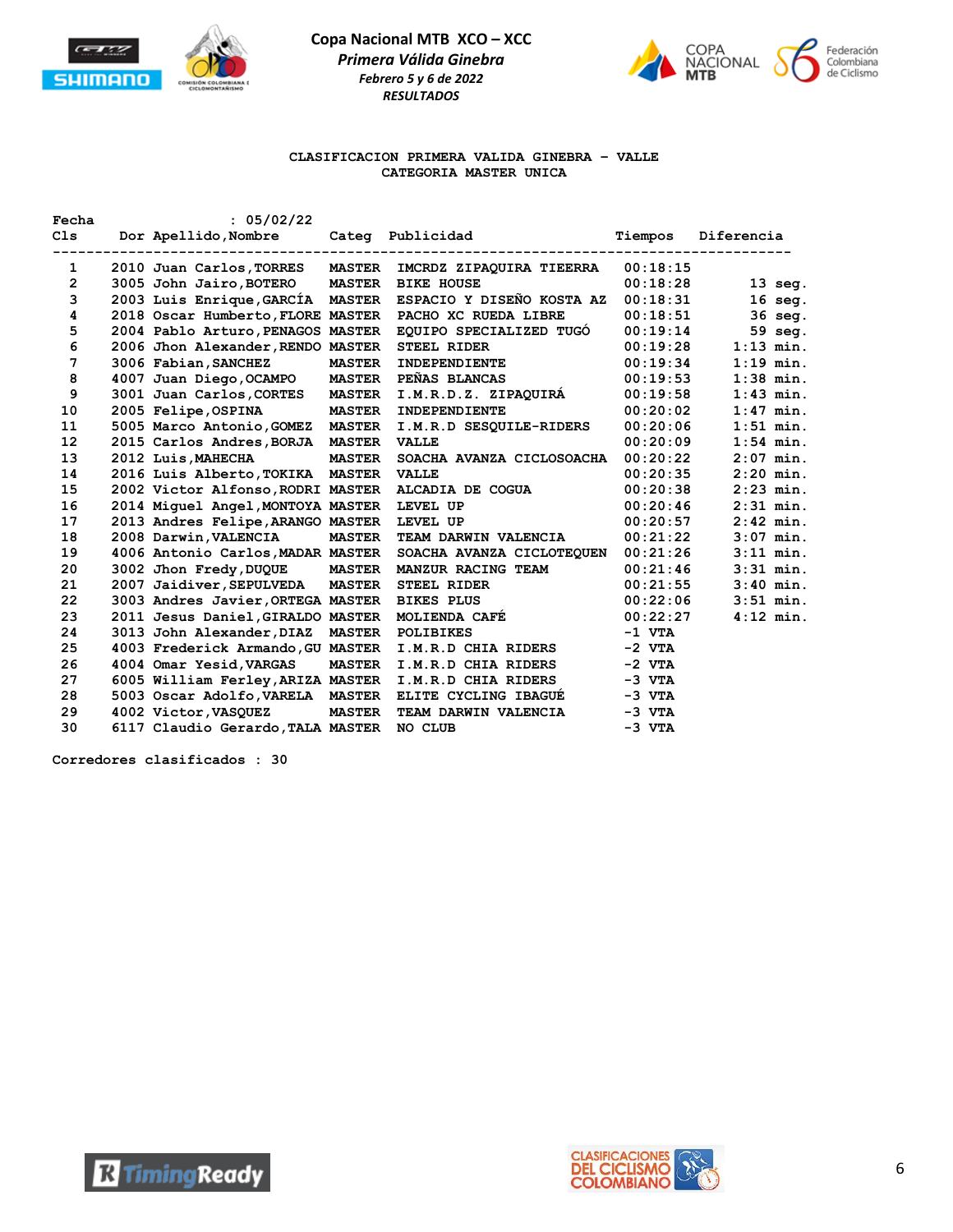**Copa Nacional MTB XCO – XCC**

***Primera Válida Ginebra***

***Febrero 5 y 6 de 2022***

***RESULTADOS***

**CLASIFICACION PRIMERA VALIDA GINEBRA - VALLE**
**CATEGORIA MASTER UNICA**

Fecha : 05/02/22

| Cls | Dor | Apellido,Nombre | Categ | Publicidad | Tiempos | Diferencia |
|---|---|---|---|---|---|---|
| 1 | 2010 | Juan Carlos,TORRES | MASTER | IMCRDZ ZIPAQUIRA TIEERRA | 00:18:15 | |
| 2 | 3005 | John Jairo,BOTERO | MASTER | BIKE HOUSE | 00:18:28 | 13 seg. |
| 3 | 2003 | Luis Enrique,GARCÍA | MASTER | ESPACIO Y DISEÑO KOSTA AZ | 00:18:31 | 16 seg. |
| 4 | 2018 | Oscar Humberto,FLORE | MASTER | PACHO XC RUEDA LIBRE | 00:18:51 | 36 seg. |
| 5 | 2004 | Pablo Arturo,PENAGOS | MASTER | EQUIPO SPECIALIZED TUGÓ | 00:19:14 | 59 seg. |
| 6 | 2006 | Jhon Alexander,RENDO | MASTER | STEEL RIDER | 00:19:28 | 1:13 min. |
| 7 | 3006 | Fabian,SANCHEZ | MASTER | INDEPENDIENTE | 00:19:34 | 1:19 min. |
| 8 | 4007 | Juan Diego,OCAMPO | MASTER | PEÑAS BLANCAS | 00:19:53 | 1:38 min. |
| 9 | 3001 | Juan Carlos,CORTES | MASTER | I.M.R.D.Z. ZIPAQUIRÁ | 00:19:58 | 1:43 min. |
| 10 | 2005 | Felipe,OSPINA | MASTER | INDEPENDIENTE | 00:20:02 | 1:47 min. |
| 11 | 5005 | Marco Antonio,GOMEZ | MASTER | I.M.R.D SESQUILE-RIDERS | 00:20:06 | 1:51 min. |
| 12 | 2015 | Carlos Andres,BORJA | MASTER | VALLE | 00:20:09 | 1:54 min. |
| 13 | 2012 | Luis,MAHECHA | MASTER | SOACHA AVANZA CICLOSOACHA | 00:20:22 | 2:07 min. |
| 14 | 2016 | Luis Alberto,TOKIKA | MASTER | VALLE | 00:20:35 | 2:20 min. |
| 15 | 2002 | Victor Alfonso,RODRI | MASTER | ALCADIA DE COGUA | 00:20:38 | 2:23 min. |
| 16 | 2014 | Miguel Angel,MONTOYA | MASTER | LEVEL UP | 00:20:46 | 2:31 min. |
| 17 | 2013 | Andres Felipe,ARANGO | MASTER | LEVEL UP | 00:20:57 | 2:42 min. |
| 18 | 2008 | Darwin,VALENCIA | MASTER | TEAM DARWIN VALENCIA | 00:21:22 | 3:07 min. |
| 19 | 4006 | Antonio Carlos,MADAR | MASTER | SOACHA AVANZA CICLOTEQUEN | 00:21:26 | 3:11 min. |
| 20 | 3002 | Jhon Fredy,DUQUE | MASTER | MANZUR RACING TEAM | 00:21:46 | 3:31 min. |
| 21 | 2007 | Jaidiver,SEPULVEDA | MASTER | STEEL RIDER | 00:21:55 | 3:40 min. |
| 22 | 3003 | Andres Javier,ORTEGA | MASTER | BIKES PLUS | 00:22:06 | 3:51 min. |
| 23 | 2011 | Jesus Daniel,GIRALDO | MASTER | MOLIENDA CAFÉ | 00:22:27 | 4:12 min. |
| 24 | 3013 | John Alexander,DIAZ | MASTER | POLIBIKES | -1 VTA | |
| 25 | 4003 | Frederick Armando,GU | MASTER | I.M.R.D CHIA RIDERS | -2 VTA | |
| 26 | 4004 | Omar Yesid,VARGAS | MASTER | I.M.R.D CHIA RIDERS | -2 VTA | |
| 27 | 6005 | William Ferley,ARIZA | MASTER | I.M.R.D CHIA RIDERS | -3 VTA | |
| 28 | 5003 | Oscar Adolfo,VARELA | MASTER | ELITE CYCLING IBAGUÉ | -3 VTA | |
| 29 | 4002 | Victor,VASQUEZ | MASTER | TEAM DARWIN VALENCIA | -3 VTA | |
| 30 | 6117 | Claudio Gerardo,TALA | MASTER | NO CLUB | -3 VTA | |

Corredores clasificados : 30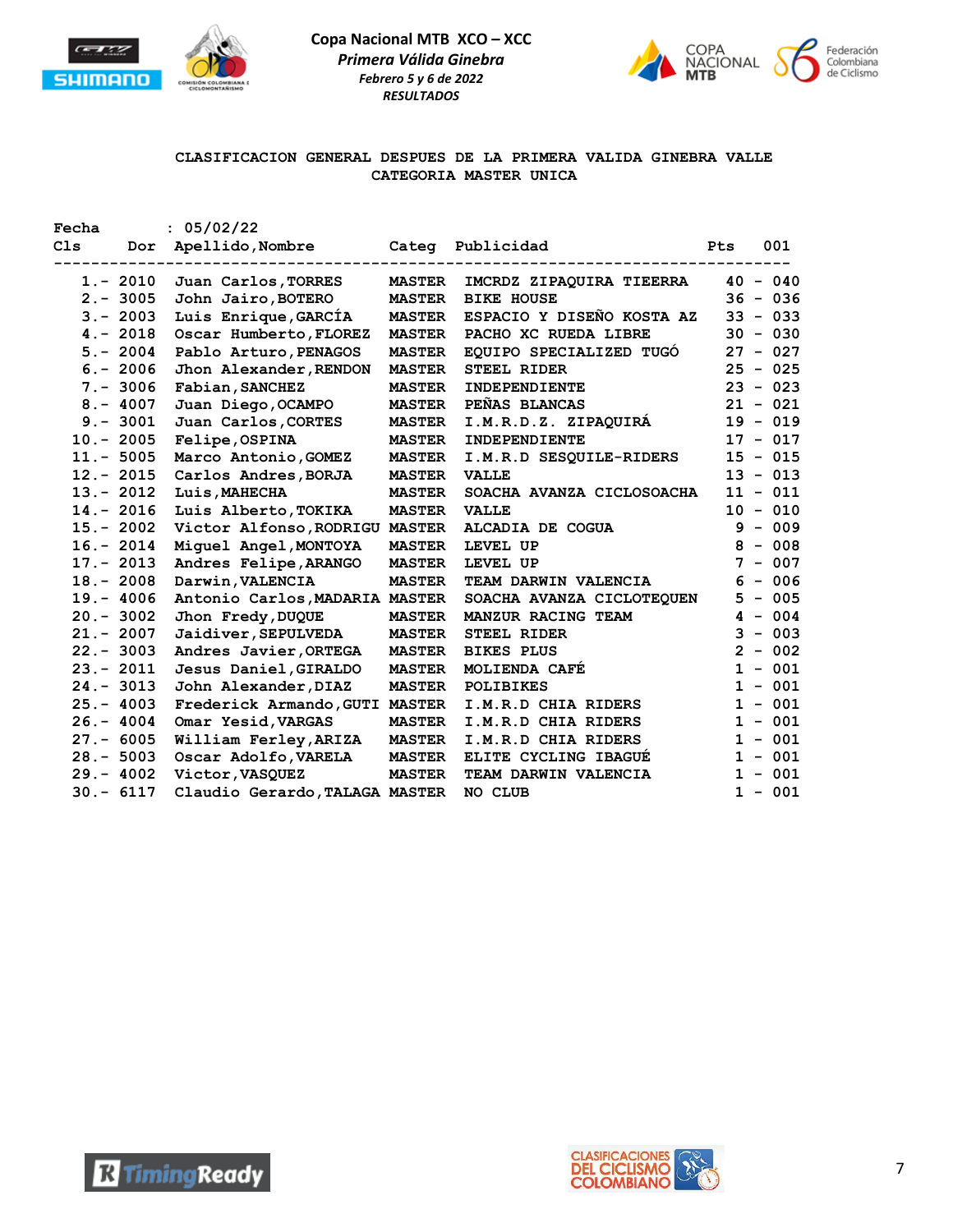**Copa Nacional MTB XCO – XCC**
*Primera Válida Ginebra*
*Febrero 5 y 6 de 2022*
*RESULTADOS*

CLASIFICACION GENERAL DESPUES DE LA PRIMERA VALIDA GINEBRA VALLE
CATEGORIA MASTER UNICA

Fecha : 05/02/22

| Cls | Dor | Apellido,Nombre | Categ | Publicidad | Pts | 001 |
|---|---|---|---|---|---|---|
| 1.- | 2010 | Juan Carlos,TORRES | MASTER | IMCRDZ ZIPAQUIRA TIEERRA | 40 | 040 |
| 2.- | 3005 | John Jairo,BOTERO | MASTER | BIKE HOUSE | 36 | 036 |
| 3.- | 2003 | Luis Enrique,GARCÍA | MASTER | ESPACIO Y DISEÑO KOSTA AZ | 33 | 033 |
| 4.- | 2018 | Oscar Humberto,FLOREZ | MASTER | PACHO XC RUEDA LIBRE | 30 | 030 |
| 5.- | 2004 | Pablo Arturo,PENAGOS | MASTER | EQUIPO SPECIALIZED TUGÓ | 27 | 027 |
| 6.- | 2006 | Jhon Alexander,RENDON | MASTER | STEEL RIDER | 25 | 025 |
| 7.- | 3006 | Fabian,SANCHEZ | MASTER | INDEPENDIENTE | 23 | 023 |
| 8.- | 4007 | Juan Diego,OCAMPO | MASTER | PEÑAS BLANCAS | 21 | 021 |
| 9.- | 3001 | Juan Carlos,CORTES | MASTER | I.M.R.D.Z. ZIPAQUIRÁ | 19 | 019 |
| 10.- | 2005 | Felipe,OSPINA | MASTER | INDEPENDIENTE | 17 | 017 |
| 11.- | 5005 | Marco Antonio,GOMEZ | MASTER | I.M.R.D SESQUILE-RIDERS | 15 | 015 |
| 12.- | 2015 | Carlos Andres,BORJA | MASTER | VALLE | 13 | 013 |
| 13.- | 2012 | Luis,MAHECHA | MASTER | SOACHA AVANZA CICLOSOACHA | 11 | 011 |
| 14.- | 2016 | Luis Alberto,TOKIKA | MASTER | VALLE | 10 | 010 |
| 15.- | 2002 | Victor Alfonso,RODRIGU | MASTER | ALCADIA DE COGUA | 9 | 009 |
| 16.- | 2014 | Miguel Angel,MONTOYA | MASTER | LEVEL UP | 8 | 008 |
| 17.- | 2013 | Andres Felipe,ARANGO | MASTER | LEVEL UP | 7 | 007 |
| 18.- | 2008 | Darwin,VALENCIA | MASTER | TEAM DARWIN VALENCIA | 6 | 006 |
| 19.- | 4006 | Antonio Carlos,MADARIA | MASTER | SOACHA AVANZA CICLOTEQUEN | 5 | 005 |
| 20.- | 3002 | Jhon Fredy,DUQUE | MASTER | MANZUR RACING TEAM | 4 | 004 |
| 21.- | 2007 | Jaidiver,SEPULVEDA | MASTER | STEEL RIDER | 3 | 003 |
| 22.- | 3003 | Andres Javier,ORTEGA | MASTER | BIKES PLUS | 2 | 002 |
| 23.- | 2011 | Jesus Daniel,GIRALDO | MASTER | MOLIENDA CAFÉ | 1 | 001 |
| 24.- | 3013 | John Alexander,DIAZ | MASTER | POLIBIKES | 1 | 001 |
| 25.- | 4003 | Frederick Armando,GUTI | MASTER | I.M.R.D CHIA RIDERS | 1 | 001 |
| 26.- | 4004 | Omar Yesid,VARGAS | MASTER | I.M.R.D CHIA RIDERS | 1 | 001 |
| 27.- | 6005 | William Ferley,ARIZA | MASTER | I.M.R.D CHIA RIDERS | 1 | 001 |
| 28.- | 5003 | Oscar Adolfo,VARELA | MASTER | ELITE CYCLING IBAGUÉ | 1 | 001 |
| 29.- | 4002 | Victor,VASQUEZ | MASTER | TEAM DARWIN VALENCIA | 1 | 001 |
| 30.- | 6117 | Claudio Gerardo,TALAGA | MASTER | NO CLUB | 1 | 001 |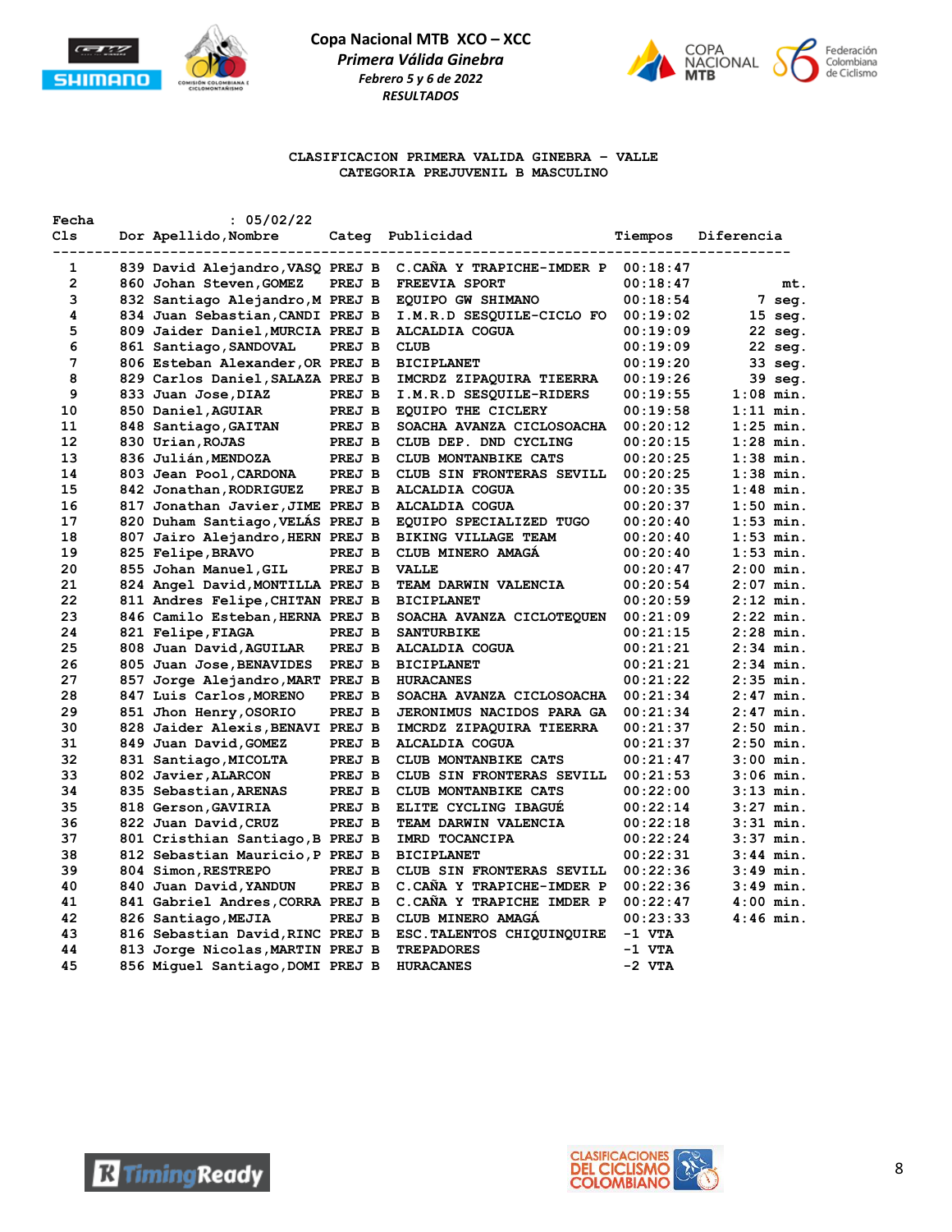**Copa Nacional MTB XCO – XCC**

***Primera Válida Ginebra***

***Febrero 5 y 6 de 2022***

***RESULTADOS***

**CLASIFICACION PRIMERA VALIDA GINEBRA - VALLE**
**CATEGORIA PREJUVENIL B MASCULINO**

Fecha : 05/02/22

| Cls | Dor | Apellido,Nombre | Categ | Publicidad | Tiempos | Diferencia |
|---|---|---|---|---|---|---|
| 1 | 839 | David Alejandro,VASQ | PREJ B | C.CAÑA Y TRAPICHE-IMDER P | 00:18:47 | |
| 2 | 860 | Johan Steven,GOMEZ | PREJ B | FREEVIA SPORT | 00:18:47 | mt. |
| 3 | 832 | Santiago Alejandro,M | PREJ B | EQUIPO GW SHIMANO | 00:18:54 | 7 seg. |
| 4 | 834 | Juan Sebastian,CANDI | PREJ B | I.M.R.D SESQUILE-CICLO FO | 00:19:02 | 15 seg. |
| 5 | 809 | Jaider Daniel,MURCIA | PREJ B | ALCALDIA COGUA | 00:19:09 | 22 seg. |
| 6 | 861 | Santiago,SANDOVAL | PREJ B | CLUB | 00:19:09 | 22 seg. |
| 7 | 806 | Esteban Alexander,OR | PREJ B | BICIPLANET | 00:19:20 | 33 seg. |
| 8 | 829 | Carlos Daniel,SALAZA | PREJ B | IMCRDZ ZIPAQUIRA TIEERRA | 00:19:26 | 39 seg. |
| 9 | 833 | Juan Jose,DIAZ | PREJ B | I.M.R.D SESQUILE-RIDERS | 00:19:55 | 1:08 min. |
| 10 | 850 | Daniel,AGUIAR | PREJ B | EQUIPO THE CICLERY | 00:19:58 | 1:11 min. |
| 11 | 848 | Santiago,GAITAN | PREJ B | SOACHA AVANZA CICLOSOACHA | 00:20:12 | 1:25 min. |
| 12 | 830 | Urian,ROJAS | PREJ B | CLUB DEP. DND CYCLING | 00:20:15 | 1:28 min. |
| 13 | 836 | Julián,MENDOZA | PREJ B | CLUB MONTANBIKE CATS | 00:20:25 | 1:38 min. |
| 14 | 803 | Jean Pool,CARDONA | PREJ B | CLUB SIN FRONTERAS SEVILL | 00:20:25 | 1:38 min. |
| 15 | 842 | Jonathan,RODRIGUEZ | PREJ B | ALCALDIA COGUA | 00:20:35 | 1:48 min. |
| 16 | 817 | Jonathan Javier,JIME | PREJ B | ALCALDIA COGUA | 00:20:37 | 1:50 min. |
| 17 | 820 | Duham Santiago,VELÁS | PREJ B | EQUIPO SPECIALIZED TUGO | 00:20:40 | 1:53 min. |
| 18 | 807 | Jairo Alejandro,HERN | PREJ B | BIKING VILLAGE TEAM | 00:20:40 | 1:53 min. |
| 19 | 825 | Felipe,BRAVO | PREJ B | CLUB MINERO AMAGÁ | 00:20:40 | 1:53 min. |
| 20 | 855 | Johan Manuel,GIL | PREJ B | VALLE | 00:20:47 | 2:00 min. |
| 21 | 824 | Angel David,MONTILLA | PREJ B | TEAM DARWIN VALENCIA | 00:20:54 | 2:07 min. |
| 22 | 811 | Andres Felipe,CHITAN | PREJ B | BICIPLANET | 00:20:59 | 2:12 min. |
| 23 | 846 | Camilo Esteban,HERNA | PREJ B | SOACHA AVANZA CICLOTEQUEN | 00:21:09 | 2:22 min. |
| 24 | 821 | Felipe,FIAGA | PREJ B | SANTURBIKE | 00:21:15 | 2:28 min. |
| 25 | 808 | Juan David,AGUILAR | PREJ B | ALCALDIA COGUA | 00:21:21 | 2:34 min. |
| 26 | 805 | Juan Jose,BENAVIDES | PREJ B | BICIPLANET | 00:21:21 | 2:34 min. |
| 27 | 857 | Jorge Alejandro,MART | PREJ B | HURACANES | 00:21:22 | 2:35 min. |
| 28 | 847 | Luis Carlos,MORENO | PREJ B | SOACHA AVANZA CICLOSOACHA | 00:21:34 | 2:47 min. |
| 29 | 851 | Jhon Henry,OSORIO | PREJ B | JERONIMUS NACIDOS PARA GA | 00:21:34 | 2:47 min. |
| 30 | 828 | Jaider Alexis,BENAVI | PREJ B | IMCRDZ ZIPAQUIRA TIEERRA | 00:21:37 | 2:50 min. |
| 31 | 849 | Juan David,GOMEZ | PREJ B | ALCALDIA COGUA | 00:21:37 | 2:50 min. |
| 32 | 831 | Santiago,MICOLTA | PREJ B | CLUB MONTANBIKE CATS | 00:21:47 | 3:00 min. |
| 33 | 802 | Javier,ALARCON | PREJ B | CLUB SIN FRONTERAS SEVILL | 00:21:53 | 3:06 min. |
| 34 | 835 | Sebastian,ARENAS | PREJ B | CLUB MONTANBIKE CATS | 00:22:00 | 3:13 min. |
| 35 | 818 | Gerson,GAVIRIA | PREJ B | ELITE CYCLING IBAGUÉ | 00:22:14 | 3:27 min. |
| 36 | 822 | Juan David,CRUZ | PREJ B | TEAM DARWIN VALENCIA | 00:22:18 | 3:31 min. |
| 37 | 801 | Cristhian Santiago,B | PREJ B | IMRD TOCANCIPA | 00:22:24 | 3:37 min. |
| 38 | 812 | Sebastian Mauricio,P | PREJ B | BICIPLANET | 00:22:31 | 3:44 min. |
| 39 | 804 | Simon,RESTREPO | PREJ B | CLUB SIN FRONTERAS SEVILL | 00:22:36 | 3:49 min. |
| 40 | 840 | Juan David,YANDUN | PREJ B | C.CAÑA Y TRAPICHE-IMDER P | 00:22:36 | 3:49 min. |
| 41 | 841 | Gabriel Andres,CORRA | PREJ B | C.CAÑA Y TRAPICHE IMDER P | 00:22:47 | 4:00 min. |
| 42 | 826 | Santiago,MEJIA | PREJ B | CLUB MINERO AMAGÁ | 00:23:33 | 4:46 min. |
| 43 | 816 | Sebastian David,RINC | PREJ B | ESC.TALENTOS CHIQUINQUIRE | -1 VTA | |
| 44 | 813 | Jorge Nicolas,MARTIN | PREJ B | TREPADORES | -1 VTA | |
| 45 | 856 | Miguel Santiago,DOMI | PREJ B | HURACANES | -2 VTA | |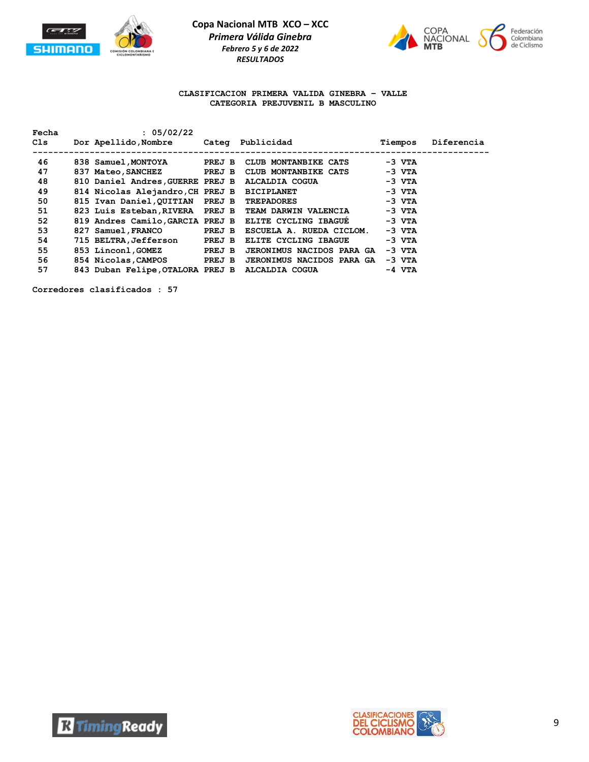**Copa Nacional MTB XCO – XCC**
*Primera Válida Ginebra*
*Febrero 5 y 6 de 2022*
*RESULTADOS*

**CLASIFICACION PRIMERA VALIDA GINEBRA – VALLE**
**CATEGORIA PREJUVENIL B MASCULINO**

Fecha : 05/02/22

| Cls | Dor | Apellido,Nombre | Categ | Publicidad | Tiempos | Diferencia |
|---|---|---|---|---|---|---|
| 46 | 838 | Samuel,MONTOYA | PREJ B | CLUB MONTANBIKE CATS | -3 VTA | |
| 47 | 837 | Mateo,SANCHEZ | PREJ B | CLUB MONTANBIKE CATS | -3 VTA | |
| 48 | 810 | Daniel Andres,GUERRE | PREJ B | ALCALDIA COGUA | -3 VTA | |
| 49 | 814 | Nicolas Alejandro,CH | PREJ B | BICIPLANET | -3 VTA | |
| 50 | 815 | Ivan Daniel,QUITIAN | PREJ B | TREPADORES | -3 VTA | |
| 51 | 823 | Luis Esteban,RIVERA | PREJ B | TEAM DARWIN VALENCIA | -3 VTA | |
| 52 | 819 | Andres Camilo,GARCIA | PREJ B | ELITE CYCLING IBAGUÉ | -3 VTA | |
| 53 | 827 | Samuel,FRANCO | PREJ B | ESCUELA A. RUEDA CICLOM. | -3 VTA | |
| 54 | 715 | BELTRA,Jefferson | PREJ B | ELITE CYCLING IBAGUE | -3 VTA | |
| 55 | 853 | Linconl,GOMEZ | PREJ B | JERONIMUS NACIDOS PARA GA | -3 VTA | |
| 56 | 854 | Nicolas,CAMPOS | PREJ B | JERONIMUS NACIDOS PARA GA | -3 VTA | |
| 57 | 843 | Duban Felipe,OTALORA | PREJ B | ALCALDIA COGUA | -4 VTA | |

Corredores clasificados : 57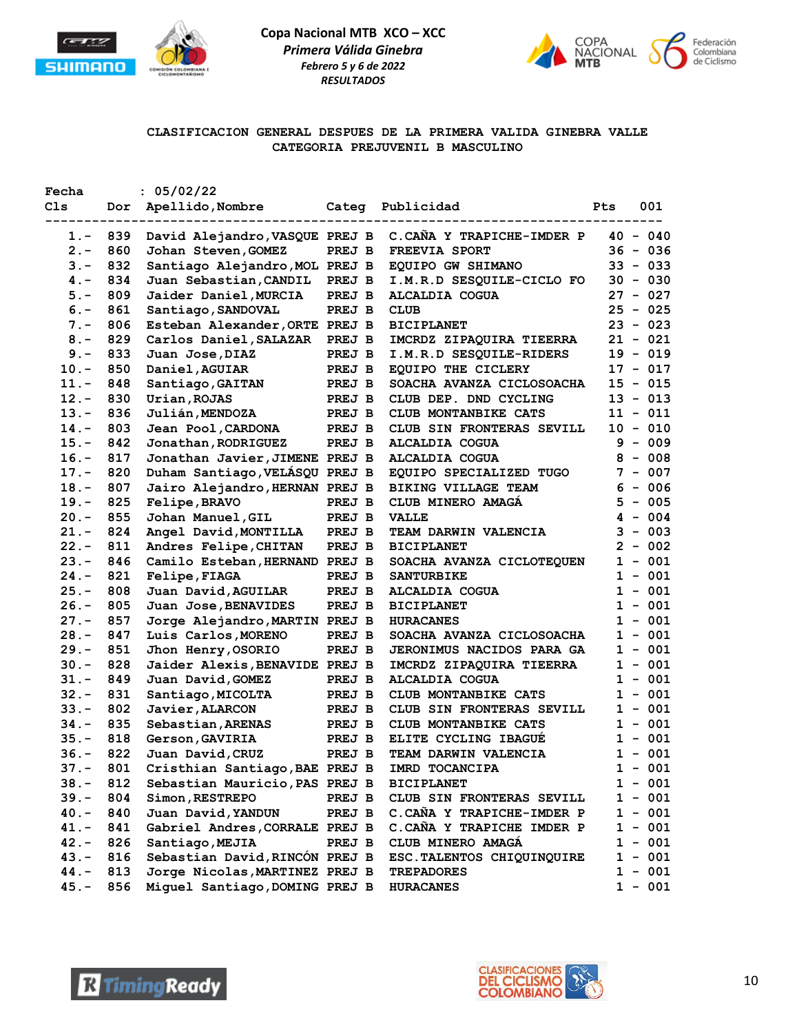**Copa Nacional MTB XCO – XCC**

***Primera Válida Ginebra***

***Febrero 5 y 6 de 2022***

***RESULTADOS***

## CLASIFICACION GENERAL DESPUES DE LA PRIMERA VALIDA GINEBRA VALLE
## CATEGORIA PREJUVENIL B MASCULINO

Fecha : 05/02/22

| Cls | Dor | Apellido,Nombre | Categ | Publicidad | Pts | 001 |
|---|---|---|---|---|---|---|
| 1.- | 839 | David Alejandro,VASQUE | PREJ B | C.CAÑA Y TRAPICHE-IMDER P | 40 | - 040 |
| 2.- | 860 | Johan Steven,GOMEZ | PREJ B | FREEVIA SPORT | 36 | - 036 |
| 3.- | 832 | Santiago Alejandro,MOL | PREJ B | EQUIPO GW SHIMANO | 33 | - 033 |
| 4.- | 834 | Juan Sebastian,CANDIL | PREJ B | I.M.R.D SESQUILE-CICLO FO | 30 | - 030 |
| 5.- | 809 | Jaider Daniel,MURCIA | PREJ B | ALCALDIA COGUA | 27 | - 027 |
| 6.- | 861 | Santiago,SANDOVAL | PREJ B | CLUB | 25 | - 025 |
| 7.- | 806 | Esteban Alexander,ORTE | PREJ B | BICIPLANET | 23 | - 023 |
| 8.- | 829 | Carlos Daniel,SALAZAR | PREJ B | IMCRDZ ZIPAQUIRA TIEERRA | 21 | - 021 |
| 9.- | 833 | Juan Jose,DIAZ | PREJ B | I.M.R.D SESQUILE-RIDERS | 19 | - 019 |
| 10.- | 850 | Daniel,AGUIAR | PREJ B | EQUIPO THE CICLERY | 17 | - 017 |
| 11.- | 848 | Santiago,GAITAN | PREJ B | SOACHA AVANZA CICLOSOACHA | 15 | - 015 |
| 12.- | 830 | Urian,ROJAS | PREJ B | CLUB DEP. DND CYCLING | 13 | - 013 |
| 13.- | 836 | Julián,MENDOZA | PREJ B | CLUB MONTANBIKE CATS | 11 | - 011 |
| 14.- | 803 | Jean Pool,CARDONA | PREJ B | CLUB SIN FRONTERAS SEVILL | 10 | - 010 |
| 15.- | 842 | Jonathan,RODRIGUEZ | PREJ B | ALCALDIA COGUA | 9 | - 009 |
| 16.- | 817 | Jonathan Javier,JIMENE | PREJ B | ALCALDIA COGUA | 8 | - 008 |
| 17.- | 820 | Duham Santiago,VELÁSQU | PREJ B | EQUIPO SPECIALIZED TUGO | 7 | - 007 |
| 18.- | 807 | Jairo Alejandro,HERNAN | PREJ B | BIKING VILLAGE TEAM | 6 | - 006 |
| 19.- | 825 | Felipe,BRAVO | PREJ B | CLUB MINERO AMAGÁ | 5 | - 005 |
| 20.- | 855 | Johan Manuel,GIL | PREJ B | VALLE | 4 | - 004 |
| 21.- | 824 | Angel David,MONTILLA | PREJ B | TEAM DARWIN VALENCIA | 3 | - 003 |
| 22.- | 811 | Andres Felipe,CHITAN | PREJ B | BICIPLANET | 2 | - 002 |
| 23.- | 846 | Camilo Esteban,HERNAND | PREJ B | SOACHA AVANZA CICLOTEQUEN | 1 | - 001 |
| 24.- | 821 | Felipe,FIAGA | PREJ B | SANTURBIKE | 1 | - 001 |
| 25.- | 808 | Juan David,AGUILAR | PREJ B | ALCALDIA COGUA | 1 | - 001 |
| 26.- | 805 | Juan Jose,BENAVIDES | PREJ B | BICIPLANET | 1 | - 001 |
| 27.- | 857 | Jorge Alejandro,MARTIN | PREJ B | HURACANES | 1 | - 001 |
| 28.- | 847 | Luis Carlos,MORENO | PREJ B | SOACHA AVANZA CICLOSOACHA | 1 | - 001 |
| 29.- | 851 | Jhon Henry,OSORIO | PREJ B | JERONIMUS NACIDOS PARA GA | 1 | - 001 |
| 30.- | 828 | Jaider Alexis,BENAVIDE | PREJ B | IMCRDZ ZIPAQUIRA TIEERRA | 1 | - 001 |
| 31.- | 849 | Juan David,GOMEZ | PREJ B | ALCALDIA COGUA | 1 | - 001 |
| 32.- | 831 | Santiago,MICOLTA | PREJ B | CLUB MONTANBIKE CATS | 1 | - 001 |
| 33.- | 802 | Javier,ALARCON | PREJ B | CLUB SIN FRONTERAS SEVILL | 1 | - 001 |
| 34.- | 835 | Sebastian,ARENAS | PREJ B | CLUB MONTANBIKE CATS | 1 | - 001 |
| 35.- | 818 | Gerson,GAVIRIA | PREJ B | ELITE CYCLING IBAGUÉ | 1 | - 001 |
| 36.- | 822 | Juan David,CRUZ | PREJ B | TEAM DARWIN VALENCIA | 1 | - 001 |
| 37.- | 801 | Cristhian Santiago,BAE | PREJ B | IMRD TOCANCIPA | 1 | - 001 |
| 38.- | 812 | Sebastian Mauricio,PAS | PREJ B | BICIPLANET | 1 | - 001 |
| 39.- | 804 | Simon,RESTREPO | PREJ B | CLUB SIN FRONTERAS SEVILL | 1 | - 001 |
| 40.- | 840 | Juan David,YANDUN | PREJ B | C.CAÑA Y TRAPICHE-IMDER P | 1 | - 001 |
| 41.- | 841 | Gabriel Andres,CORRALE | PREJ B | C.CAÑA Y TRAPICHE IMDER P | 1 | - 001 |
| 42.- | 826 | Santiago,MEJIA | PREJ B | CLUB MINERO AMAGÁ | 1 | - 001 |
| 43.- | 816 | Sebastian David,RINCÓN | PREJ B | ESC.TALENTOS CHIQUINQUIRE | 1 | - 001 |
| 44.- | 813 | Jorge Nicolas,MARTINEZ | PREJ B | TREPADORES | 1 | - 001 |
| 45.- | 856 | Miguel Santiago,DOMING | PREJ B | HURACANES | 1 | - 001 |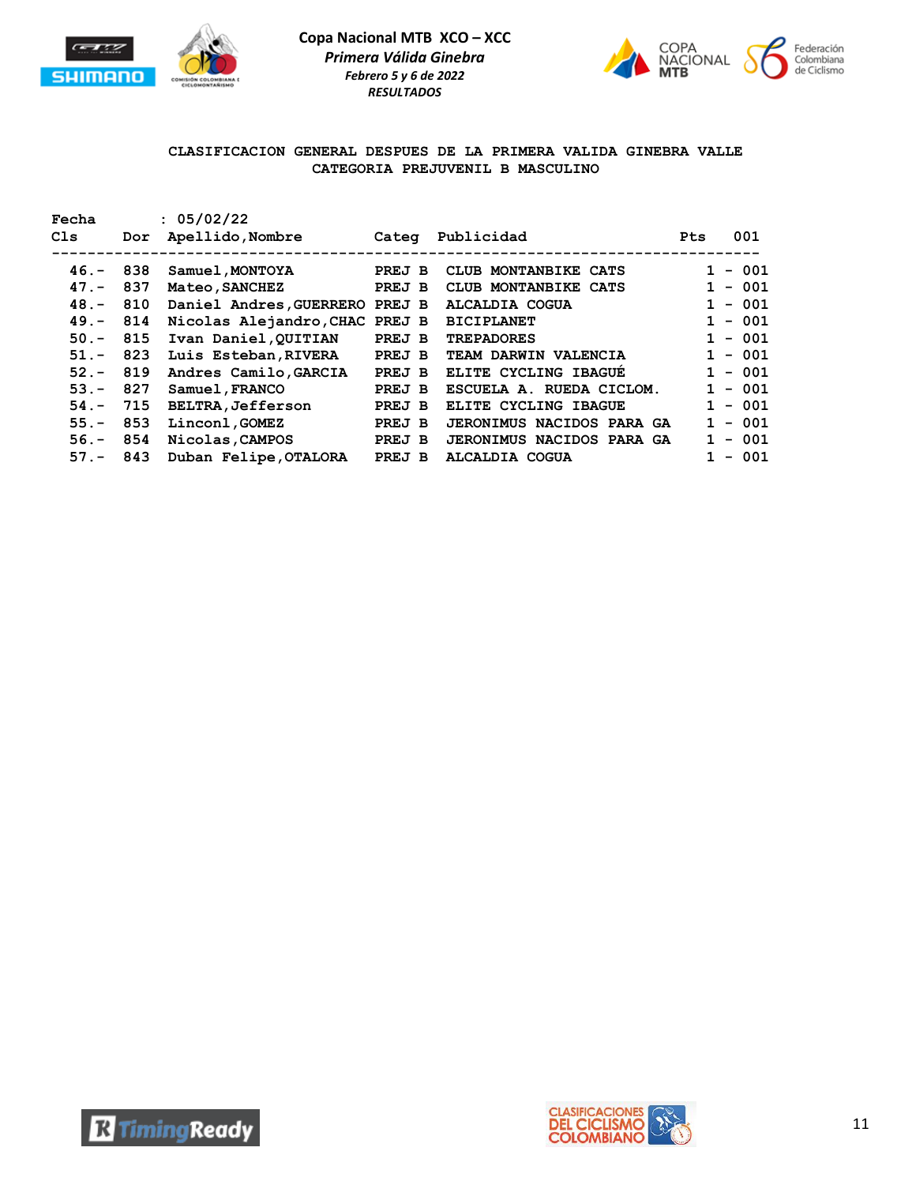**Copa Nacional MTB XCO – XCC**
*Primera Válida Ginebra*
*Febrero 5 y 6 de 2022*
*RESULTADOS*

**CLASIFICACION GENERAL DESPUES DE LA PRIMERA VALIDA GINEBRA VALLE**
**CATEGORIA PREJUVENIL B MASCULINO**

Fecha : 05/02/22

| Cls | Dor | Apellido,Nombre | Categ | Publicidad | Pts | 001 |
|---|---|---|---|---|---|---|
| 46.- | 838 | Samuel,MONTOYA | PREJ B | CLUB MONTANBIKE CATS | 1 | - 001 |
| 47.- | 837 | Mateo,SANCHEZ | PREJ B | CLUB MONTANBIKE CATS | 1 | - 001 |
| 48.- | 810 | Daniel Andres,GUERRERO | PREJ B | ALCALDIA COGUA | 1 | - 001 |
| 49.- | 814 | Nicolas Alejandro,CHAC | PREJ B | BICIPLANET | 1 | - 001 |
| 50.- | 815 | Ivan Daniel,QUITIAN | PREJ B | TREPADORES | 1 | - 001 |
| 51.- | 823 | Luis Esteban,RIVERA | PREJ B | TEAM DARWIN VALENCIA | 1 | - 001 |
| 52.- | 819 | Andres Camilo,GARCIA | PREJ B | ELITE CYCLING IBAGUÉ | 1 | - 001 |
| 53.- | 827 | Samuel,FRANCO | PREJ B | ESCUELA A. RUEDA CICLOM. | 1 | - 001 |
| 54.- | 715 | BELTRA,Jefferson | PREJ B | ELITE CYCLING IBAGUE | 1 | - 001 |
| 55.- | 853 | Linconl,GOMEZ | PREJ B | JERONIMUS NACIDOS PARA GA | 1 | - 001 |
| 56.- | 854 | Nicolas,CAMPOS | PREJ B | JERONIMUS NACIDOS PARA GA | 1 | - 001 |
| 57.- | 843 | Duban Felipe,OTALORA | PREJ B | ALCALDIA COGUA | 1 | - 001 |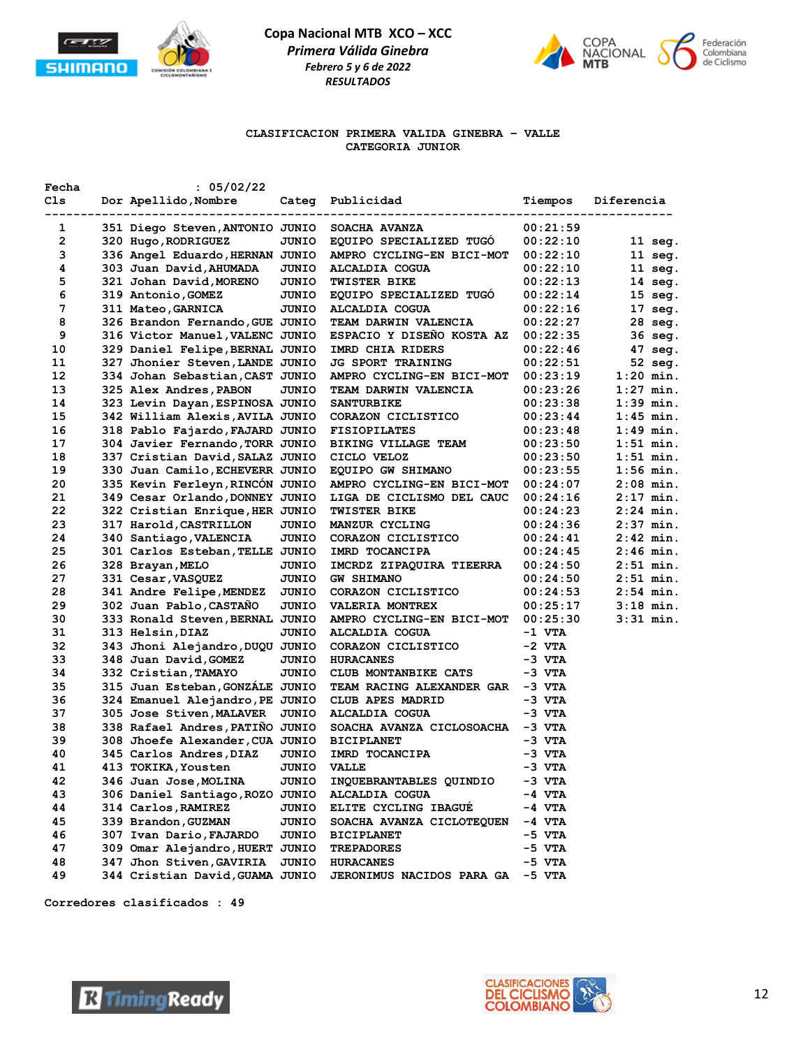**Copa Nacional MTB XCO – XCC**

***Primera Válida Ginebra***

***Febrero 5 y 6 de 2022***

***RESULTADOS***

**CLASIFICACION PRIMERA VALIDA GINEBRA - VALLE**

**CATEGORIA JUNIOR**

Fecha : 05/02/22

| Cls | Dor | Apellido,Nombre | Categ | Publicidad | Tiempos | Diferencia |
|---|---|---|---|---|---|---|
| 1 | 351 | Diego Steven,ANTONIO | JUNIO | SOACHA AVANZA | 00:22:59 | |
| 2 | 320 | Hugo,RODRIGUEZ | JUNIO | EQUIPO SPECIALIZED TUGÓ | 00:22:10 | 11 seg. |
| 3 | 336 | Angel Eduardo,HERNAN | JUNIO | AMPRO CYCLING-EN BICI-MOT | 00:22:10 | 11 seg. |
| 4 | 303 | Juan David,AHUMADA | JUNIO | ALCALDIA COGUA | 00:22:10 | 11 seg. |
| 5 | 321 | Johan David,MORENO | JUNIO | TWISTER BIKE | 00:22:13 | 14 seg. |
| 6 | 319 | Antonio,GOMEZ | JUNIO | EQUIPO SPECIALIZED TUGÓ | 00:22:14 | 15 seg. |
| 7 | 311 | Mateo,GARNICA | JUNIO | ALCALDIA COGUA | 00:22:16 | 17 seg. |
| 8 | 326 | Brandon Fernando,GUE | JUNIO | TEAM DARWIN VALENCIA | 00:22:27 | 28 seg. |
| 9 | 316 | Victor Manuel,VALENC | JUNIO | ESPACIO Y DISEÑO KOSTA AZ | 00:22:35 | 36 seg. |
| 10 | 329 | Daniel Felipe,BERNAL | JUNIO | IMRD CHIA RIDERS | 00:22:46 | 47 seg. |
| 11 | 327 | Jhonier Steven,LANDE | JUNIO | JG SPORT TRAINING | 00:22:51 | 52 seg. |
| 12 | 334 | Johan Sebastian,CAST | JUNIO | AMPRO CYCLING-EN BICI-MOT | 00:23:19 | 1:20 min. |
| 13 | 325 | Alex Andres,PABON | JUNIO | TEAM DARWIN VALENCIA | 00:23:26 | 1:27 min. |
| 14 | 323 | Levin Dayan,ESPINOSA | JUNIO | SANTURBIKE | 00:23:38 | 1:39 min. |
| 15 | 342 | William Alexis,AVILA | JUNIO | CORAZON CICLISTICO | 00:23:44 | 1:45 min. |
| 16 | 318 | Pablo Fajardo,FAJARD | JUNIO | FISIOPILATES | 00:23:48 | 1:49 min. |
| 17 | 304 | Javier Fernando,TORR | JUNIO | BIKING VILLAGE TEAM | 00:23:50 | 1:51 min. |
| 18 | 337 | Cristian David,SALAZ | JUNIO | CICLO VELOZ | 00:23:50 | 1:51 min. |
| 19 | 330 | Juan Camilo,ECHEVERR | JUNIO | EQUIPO GW SHIMANO | 00:23:55 | 1:56 min. |
| 20 | 335 | Kevin Ferleyn,RINCÓN | JUNIO | AMPRO CYCLING-EN BICI-MOT | 00:24:07 | 2:08 min. |
| 21 | 349 | Cesar Orlando,DONNEY | JUNIO | LIGA DE CICLISMO DEL CAUC | 00:24:16 | 2:17 min. |
| 22 | 322 | Cristian Enrique,HER | JUNIO | TWISTER BIKE | 00:24:23 | 2:24 min. |
| 23 | 317 | Harold,CASTRILLON | JUNIO | MANZUR CYCLING | 00:24:36 | 2:37 min. |
| 24 | 340 | Santiago,VALENCIA | JUNIO | CORAZON CICLISTICO | 00:24:41 | 2:42 min. |
| 25 | 301 | Carlos Esteban,TELLE | JUNIO | IMRD TOCANCIPA | 00:24:45 | 2:46 min. |
| 26 | 328 | Brayan,MELO | JUNIO | IMCRDZ ZIPAQUIRA TIEERRA | 00:24:50 | 2:51 min. |
| 27 | 331 | Cesar,VASQUEZ | JUNIO | GW SHIMANO | 00:24:50 | 2:51 min. |
| 28 | 341 | Andre Felipe,MENDEZ | JUNIO | CORAZON CICLISTICO | 00:24:53 | 2:54 min. |
| 29 | 302 | Juan Pablo,CASTAÑO | JUNIO | VALERIA MONTREX | 00:25:17 | 3:18 min. |
| 30 | 333 | Ronald Steven,BERNAL | JUNIO | AMPRO CYCLING-EN BICI-MOT | 00:25:30 | 3:31 min. |
| 31 | 313 | Helsin,DIAZ | JUNIO | ALCALDIA COGUA | -1 VTA | |
| 32 | 343 | Jhoni Alejandro,DUQU | JUNIO | CORAZON CICLISTICO | -2 VTA | |
| 33 | 348 | Juan David,GOMEZ | JUNIO | HURACANES | -3 VTA | |
| 34 | 332 | Cristian,TAMAYO | JUNIO | CLUB MONTANBIKE CATS | -3 VTA | |
| 35 | 315 | Juan Esteban,GONZÁLE | JUNIO | TEAM RACING ALEXANDER GAR | -3 VTA | |
| 36 | 324 | Emanuel Alejandro,PE | JUNIO | CLUB APES MADRID | -3 VTA | |
| 37 | 305 | Jose Stiven,MALAVER | JUNIO | ALCALDIA COGUA | -3 VTA | |
| 38 | 338 | Rafael Andres,PATIÑO | JUNIO | SOACHA AVANZA CICLOSOACHA | -3 VTA | |
| 39 | 308 | Jhoefe Alexander,CUA | JUNIO | BICIPLANET | -3 VTA | |
| 40 | 345 | Carlos Andres,DIAZ | JUNIO | IMRD TOCANCIPA | -3 VTA | |
| 41 | 413 | TOKIKA,Yousten | JUNIO | VALLE | -3 VTA | |
| 42 | 346 | Juan Jose,MOLINA | JUNIO | INQUEBRANTABLES QUINDIO | -3 VTA | |
| 43 | 306 | Daniel Santiago,ROZO | JUNIO | ALCALDIA COGUA | -4 VTA | |
| 44 | 314 | Carlos,RAMIREZ | JUNIO | ELITE CYCLING IBAGUÉ | -4 VTA | |
| 45 | 339 | Brandon,GUZMAN | JUNIO | SOACHA AVANZA CICLOTEQUEN | -4 VTA | |
| 46 | 307 | Ivan Dario,FAJARDO | JUNIO | BICIPLANET | -5 VTA | |
| 47 | 309 | Omar Alejandro,HUERT | JUNIO | TREPADORES | -5 VTA | |
| 48 | 347 | Jhon Stiven,GAVIRIA | JUNIO | HURACANES | -5 VTA | |
| 49 | 344 | Cristian David,GUAMA | JUNIO | JERONIMUS NACIDOS PARA GA | -5 VTA | |

Corredores clasificados : 49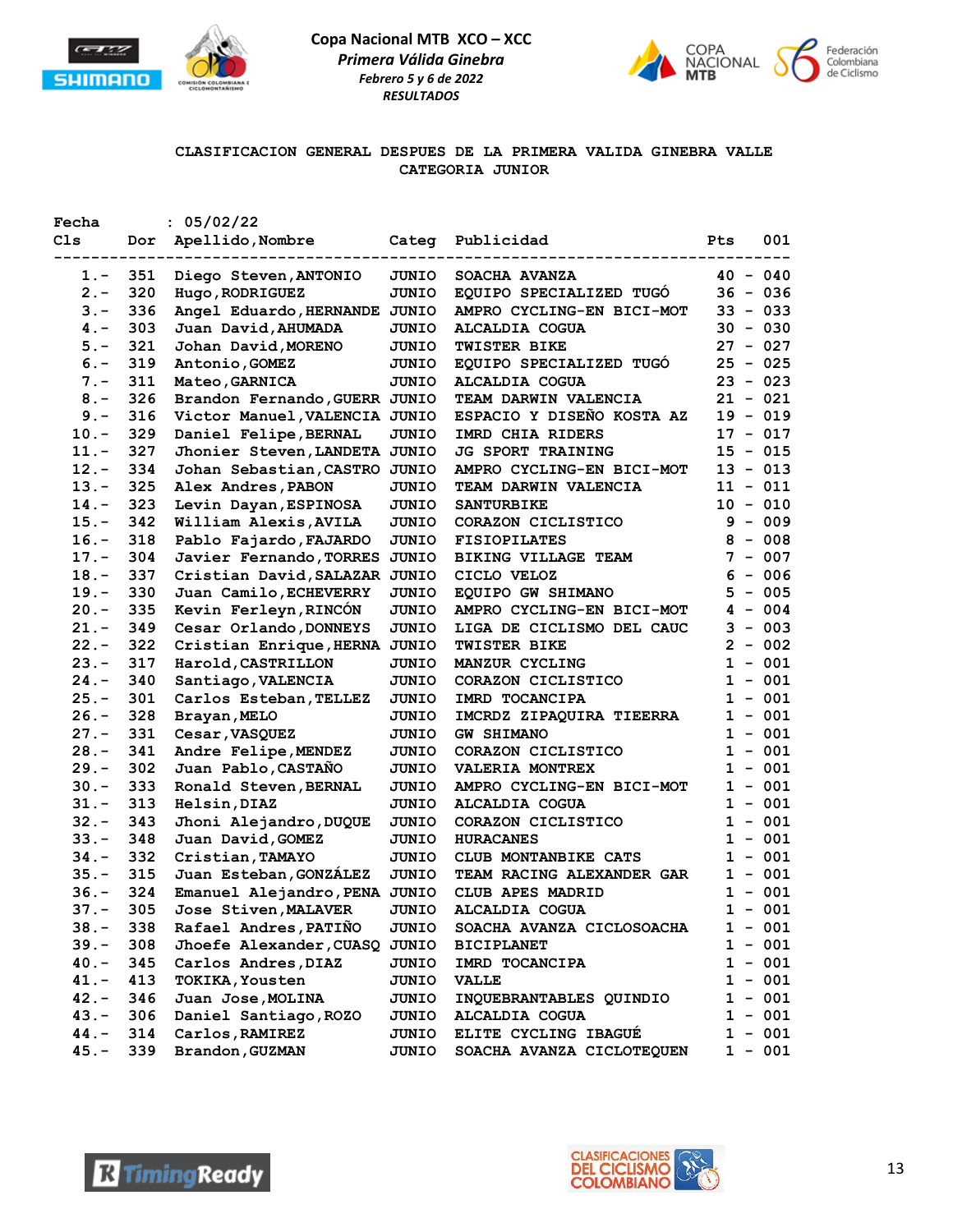**Copa Nacional MTB XCO – XCC**
*Primera Válida Ginebra*
*Febrero 5 y 6 de 2022*
*RESULTADOS*

## CLASIFICACION GENERAL DESPUES DE LA PRIMERA VALIDA GINEBRA VALLE
### CATEGORIA JUNIOR

Fecha : 05/02/22

| Cls | Dor | Apellido,Nombre | Categ | Publicidad | Pts | 001 |
|---|---|---|---|---|---|---|
| 1.- | 351 | Diego Steven,ANTONIO | JUNIO | SOACHA AVANZA | 40 | - 040 |
| 2.- | 320 | Hugo,RODRIGUEZ | JUNIO | EQUIPO SPECIALIZED TUGÓ | 36 | - 036 |
| 3.- | 336 | Angel Eduardo,HERNANDE | JUNIO | AMPRO CYCLING-EN BICI-MOT | 33 | - 033 |
| 4.- | 303 | Juan David,AHUMADA | JUNIO | ALCALDIA COGUA | 30 | - 030 |
| 5.- | 321 | Johan David,MORENO | JUNIO | TWISTER BIKE | 27 | - 027 |
| 6.- | 319 | Antonio,GOMEZ | JUNIO | EQUIPO SPECIALIZED TUGÓ | 25 | - 025 |
| 7.- | 311 | Mateo,GARNICA | JUNIO | ALCALDIA COGUA | 23 | - 023 |
| 8.- | 326 | Brandon Fernando,GUERR | JUNIO | TEAM DARWIN VALENCIA | 21 | - 021 |
| 9.- | 316 | Victor Manuel,VALENCIA | JUNIO | ESPACIO Y DISEÑO KOSTA AZ | 19 | - 019 |
| 10.- | 329 | Daniel Felipe,BERNAL | JUNIO | IMRD CHIA RIDERS | 17 | - 017 |
| 11.- | 327 | Jhonier Steven,LANDETA | JUNIO | JG SPORT TRAINING | 15 | - 015 |
| 12.- | 334 | Johan Sebastian,CASTRO | JUNIO | AMPRO CYCLING-EN BICI-MOT | 13 | - 013 |
| 13.- | 325 | Alex Andres,PABON | JUNIO | TEAM DARWIN VALENCIA | 11 | - 011 |
| 14.- | 323 | Levin Dayan,ESPINOSA | JUNIO | SANTURBIKE | 10 | - 010 |
| 15.- | 342 | William Alexis,AVILA | JUNIO | CORAZON CICLISTICO | 9 | - 009 |
| 16.- | 318 | Pablo Fajardo,FAJARDO | JUNIO | FISIOPILATES | 8 | - 008 |
| 17.- | 304 | Javier Fernando,TORRES | JUNIO | BIKING VILLAGE TEAM | 7 | - 007 |
| 18.- | 337 | Cristian David,SALAZAR | JUNIO | CICLO VELOZ | 6 | - 006 |
| 19.- | 330 | Juan Camilo,ECHEVERRY | JUNIO | EQUIPO GW SHIMANO | 5 | - 005 |
| 20.- | 335 | Kevin Ferleyn,RINCÓN | JUNIO | AMPRO CYCLING-EN BICI-MOT | 4 | - 004 |
| 21.- | 349 | Cesar Orlando,DONNEYS | JUNIO | LIGA DE CICLISMO DEL CAUC | 3 | - 003 |
| 22.- | 322 | Cristian Enrique,HERNA | JUNIO | TWISTER BIKE | 2 | - 002 |
| 23.- | 317 | Harold,CASTRILLON | JUNIO | MANZUR CYCLING | 1 | - 001 |
| 24.- | 340 | Santiago,VALENCIA | JUNIO | CORAZON CICLISTICO | 1 | - 001 |
| 25.- | 301 | Carlos Esteban,TELLEZ | JUNIO | IMRD TOCANCIPA | 1 | - 001 |
| 26.- | 328 | Brayan,MELO | JUNIO | IMCRDZ ZIPAQUIRA TIEERRA | 1 | - 001 |
| 27.- | 331 | Cesar,VASQUEZ | JUNIO | GW SHIMANO | 1 | - 001 |
| 28.- | 341 | Andre Felipe,MENDEZ | JUNIO | CORAZON CICLISTICO | 1 | - 001 |
| 29.- | 302 | Juan Pablo,CASTAÑO | JUNIO | VALERIA MONTREX | 1 | - 001 |
| 30.- | 333 | Ronald Steven,BERNAL | JUNIO | AMPRO CYCLING-EN BICI-MOT | 1 | - 001 |
| 31.- | 313 | Helsin,DIAZ | JUNIO | ALCALDIA COGUA | 1 | - 001 |
| 32.- | 343 | Jhoni Alejandro,DUQUE | JUNIO | CORAZON CICLISTICO | 1 | - 001 |
| 33.- | 348 | Juan David,GOMEZ | JUNIO | HURACANES | 1 | - 001 |
| 34.- | 332 | Cristian,TAMAYO | JUNIO | CLUB MONTANBIKE CATS | 1 | - 001 |
| 35.- | 315 | Juan Esteban,GONZÁLEZ | JUNIO | TEAM RACING ALEXANDER GAR | 1 | - 001 |
| 36.- | 324 | Emanuel Alejandro,PENA | JUNIO | CLUB APES MADRID | 1 | - 001 |
| 37.- | 305 | Jose Stiven,MALAVER | JUNIO | ALCALDIA COGUA | 1 | - 001 |
| 38.- | 338 | Rafael Andres,PATIÑO | JUNIO | SOACHA AVANZA CICLOSOACHA | 1 | - 001 |
| 39.- | 308 | Jhoefe Alexander,CUASQ | JUNIO | BICIPLANET | 1 | - 001 |
| 40.- | 345 | Carlos Andres,DIAZ | JUNIO | IMRD TOCANCIPA | 1 | - 001 |
| 41.- | 413 | TOKIKA,Yousten | JUNIO | VALLE | 1 | - 001 |
| 42.- | 346 | Juan Jose,MOLINA | JUNIO | INQUEBRANTABLES QUINDIO | 1 | - 001 |
| 43.- | 306 | Daniel Santiago,ROZO | JUNIO | ALCALDIA COGUA | 1 | - 001 |
| 44.- | 314 | Carlos,RAMIREZ | JUNIO | ELITE CYCLING IBAGUÉ | 1 | - 001 |
| 45.- | 339 | Brandon,GUZMAN | JUNIO | SOACHA AVANZA CICLOTEQUEN | 1 | - 001 |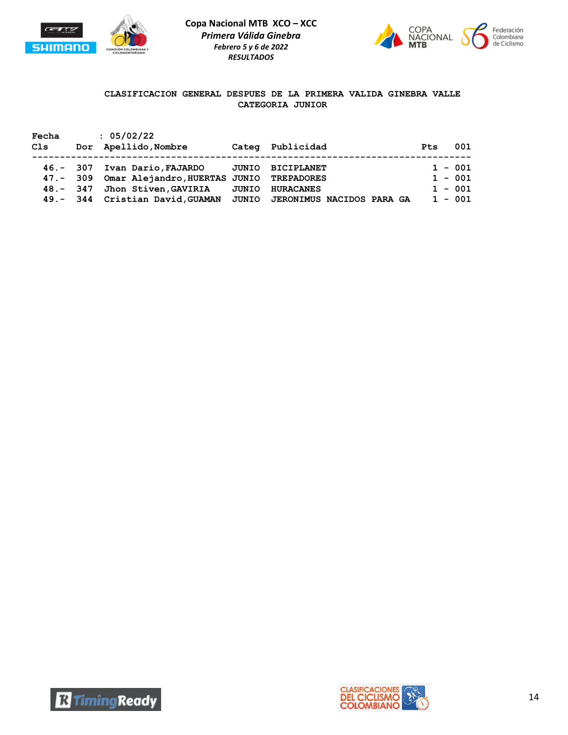Copa Nacional MTB XCO – XCC

*Primera Válida Ginebra*

*Febrero 5 y 6 de 2022*

*RESULTADOS*

**CLASIFICACION GENERAL DESPUES DE LA PRIMERA VALIDA GINEBRA VALLE**

**CATEGORIA JUNIOR**

**Fecha : 05/02/22**

| Cls | Dor | Apellido,Nombre | Categ | Publicidad | Pts | 001 |
|---|---|---|---|---|---|---|
| 46.- | 307 | Ivan Dario,FAJARDO | JUNIO | BICIPLANET | 1 - | 001 |
| 47.- | 309 | Omar Alejandro,HUERTAS | JUNIO | TREPADORES | 1 - | 001 |
| 48.- | 347 | Jhon Stiven,GAVIRIA | JUNIO | HURACANES | 1 - | 001 |
| 49.- | 344 | Cristian David,GUAMAN | JUNIO | JERONIMUS NACIDOS PARA GA | 1 - | 001 |